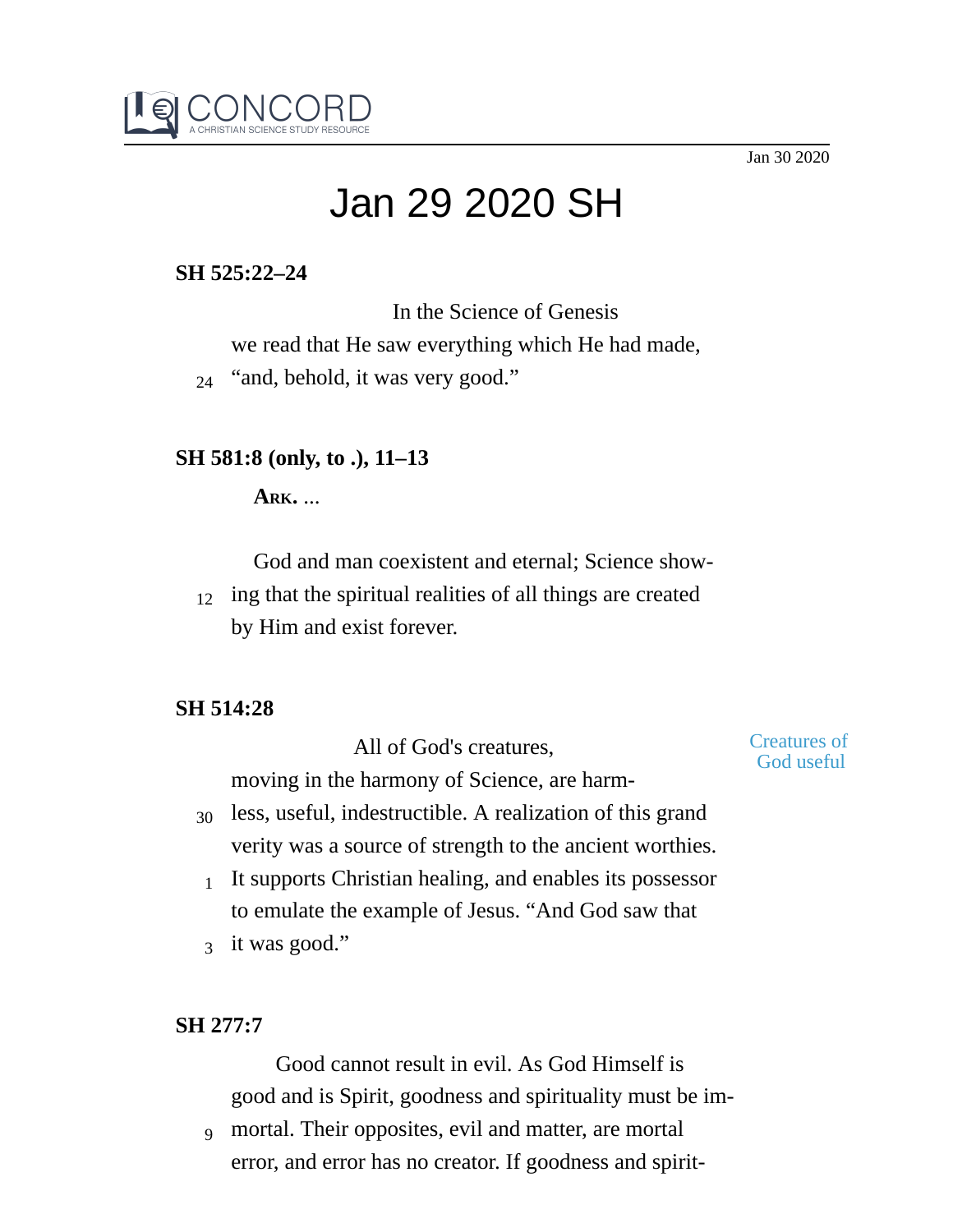Jan 30 2020

# Jan 29 2020 SH

**SH 525:22–24**

In the Science of Genesis we read that He saw everything which He had made, "and, behold, it was very good."

**SH 581:8 (only, to .), 11–13**

**ARK.** ...

God and man coexistent and eternal; Science showing that the spiritual realities of all things are created by Him and exist forever.

**SH 514:28**

*Creatures of God useful*

All of God's creatures, moving in the harmony of Science, are harmless, useful, indestructible. A realization of this grand verity was a source of strength to the ancient worthies. It supports Christian healing, and enables its possessor to emulate the example of Jesus. "And God saw that it was good."

**SH 277:7**

Good cannot result in evil. As God Himself is good and is Spirit, goodness and spirituality must be immortal. Their opposites, evil and matter, are mortal error, and error has no creator. If goodness and spirit-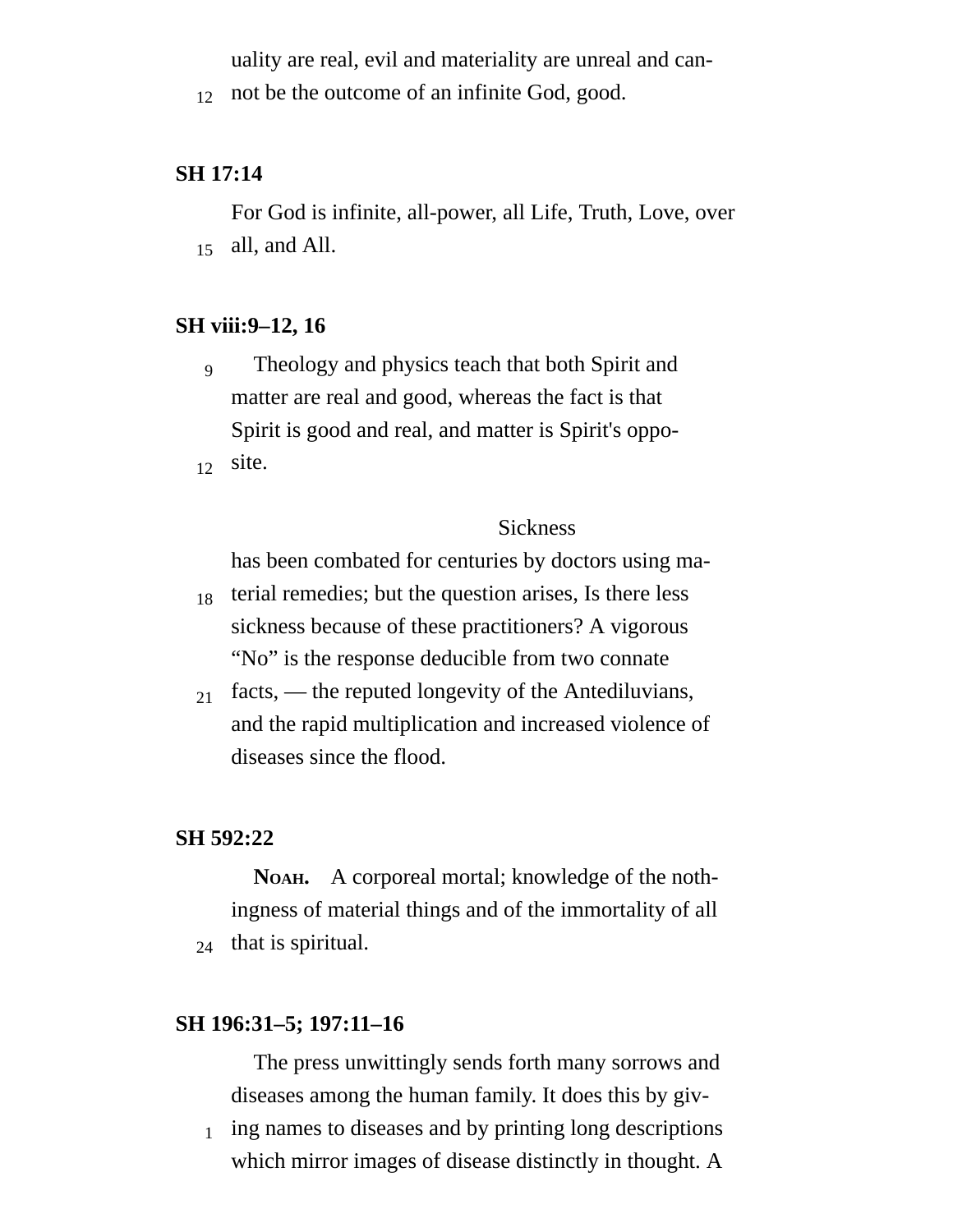uality are real, evil and materiality are unreal and cannot be the outcome of an infinite God, good.

**SH 17:14**

For God is infinite, all-power, all Life, Truth, Love, over all, and All.

**SH viii:9–12, 16**

Theology and physics teach that both Spirit and matter are real and good, whereas the fact is that Spirit is good and real, and matter is Spirit's opposite.

Sickness has been combated for centuries by doctors using material remedies; but the question arises, Is there less sickness because of these practitioners? A vigorous "No" is the response deducible from two connate facts, — the reputed longevity of the Antediluvians, and the rapid multiplication and increased violence of diseases since the flood.

**SH 592:22**

**Noah.** A corporeal mortal; knowledge of the nothingness of material things and of the immortality of all that is spiritual.

**SH 196:31–5; 197:11–16**

The press unwittingly sends forth many sorrows and diseases among the human family. It does this by giving names to diseases and by printing long descriptions which mirror images of disease distinctly in thought. A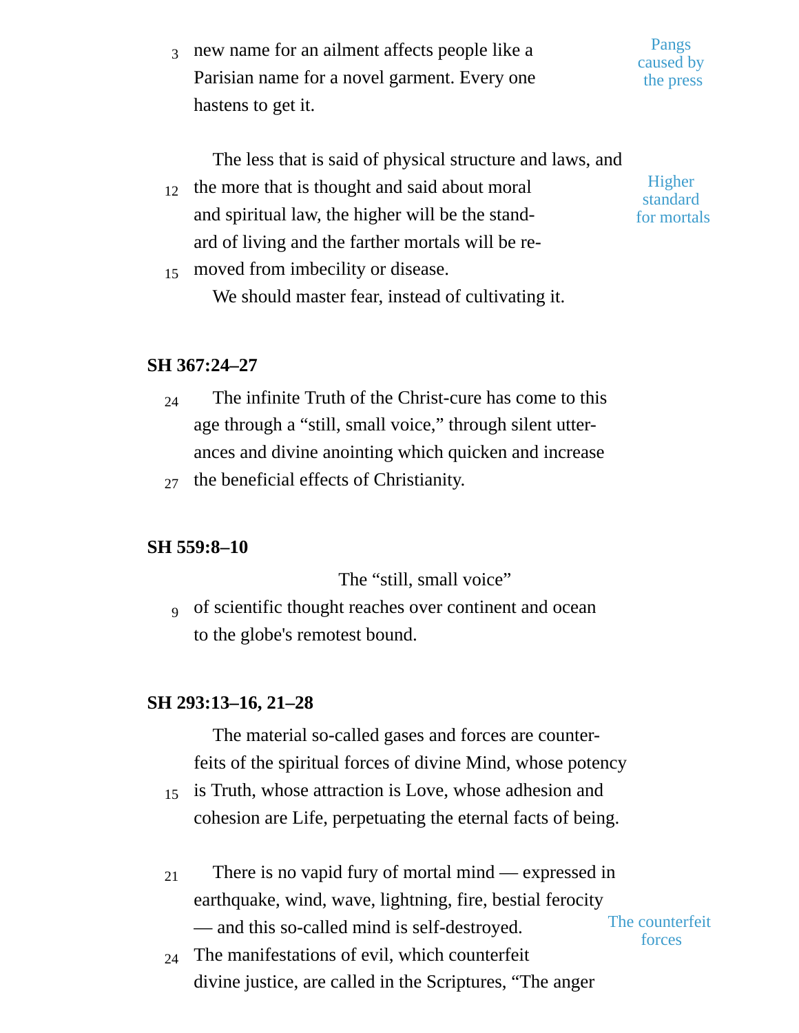3 new name for an ailment affects people like a Parisian name for a novel garment. Every one hastens to get it.

Pangs caused by the press

The less that is said of physical structure and laws, and 12 the more that is thought and said about moral and spiritual law, the higher will be the standard of living and the farther mortals will be re- 15 moved from imbecility or disease.

Higher standard for mortals

We should master fear, instead of cultivating it.

**SH 367:24–27**

24 The infinite Truth of the Christ-cure has come to this age through a "still, small voice," through silent utterances and divine anointing which quicken and increase 27 the beneficial effects of Christianity.

**SH 559:8–10**

The "still, small voice" 9 of scientific thought reaches over continent and ocean to the globe's remotest bound.

**SH 293:13–16, 21–28**

The material so-called gases and forces are counterfeits of the spiritual forces of divine Mind, whose potency 15 is Truth, whose attraction is Love, whose adhesion and cohesion are Life, perpetuating the eternal facts of being.

21 There is no vapid fury of mortal mind — expressed in earthquake, wind, wave, lightning, fire, bestial ferocity — and this so-called mind is self-destroyed. 24 The manifestations of evil, which counterfeit divine justice, are called in the Scriptures, "The anger

The counterfeit forces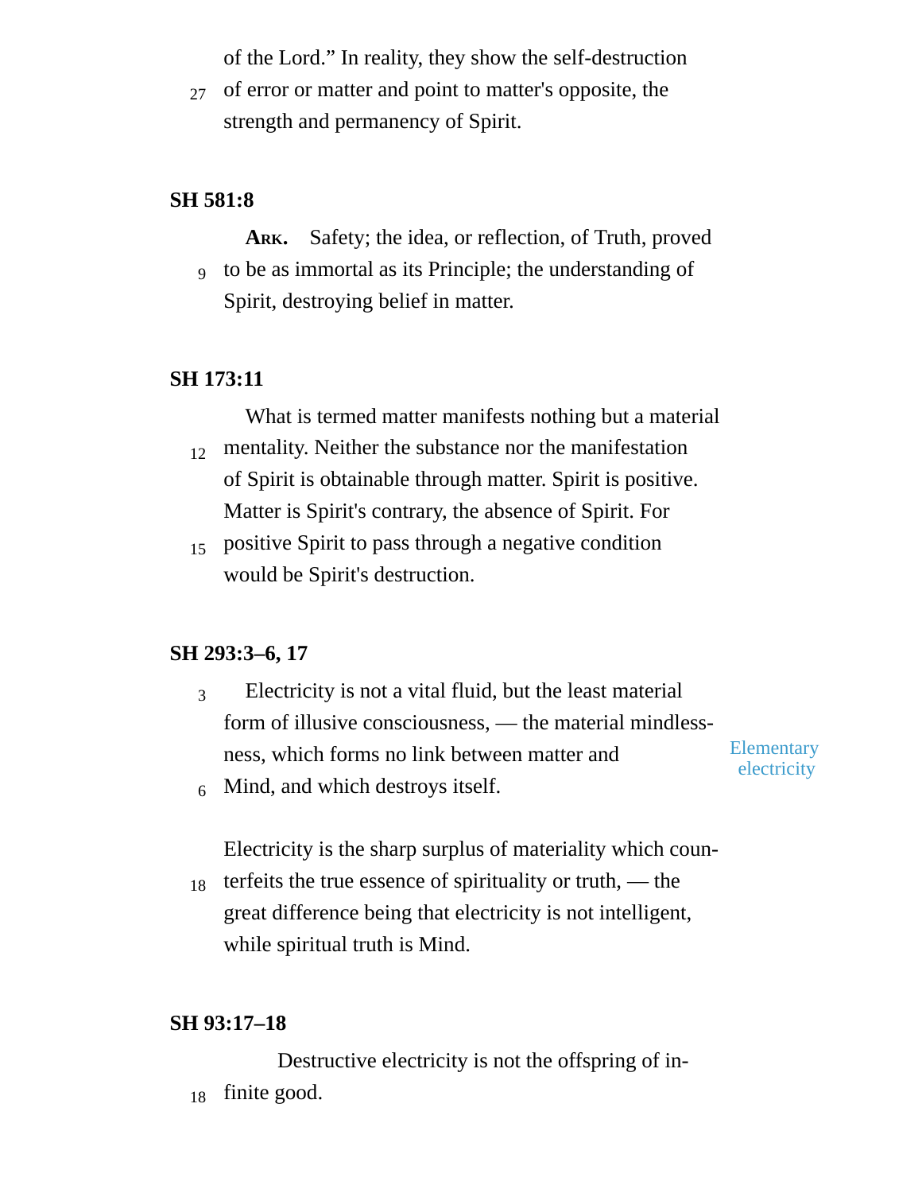of the Lord." In reality, they show the self-destruction of error or matter and point to matter's opposite, the strength and permanency of Spirit.

**SH 581:8**

**Ark.** Safety; the idea, or reflection, of Truth, proved to be as immortal as its Principle; the understanding of Spirit, destroying belief in matter.

**SH 173:11**

What is termed matter manifests nothing but a material mentality. Neither the substance nor the manifestation of Spirit is obtainable through matter. Spirit is positive. Matter is Spirit's contrary, the absence of Spirit. For positive Spirit to pass through a negative condition would be Spirit's destruction.

**SH 293:3–6, 17**

Electricity is not a vital fluid, but the least material form of illusive consciousness, — the material mindlessness, which forms no link between matter and Mind, and which destroys itself.

Elementary electricity

Electricity is the sharp surplus of materiality which counterfeits the true essence of spirituality or truth, — the great difference being that electricity is not intelligent, while spiritual truth is Mind.

**SH 93:17–18**

Destructive electricity is not the offspring of infinite good.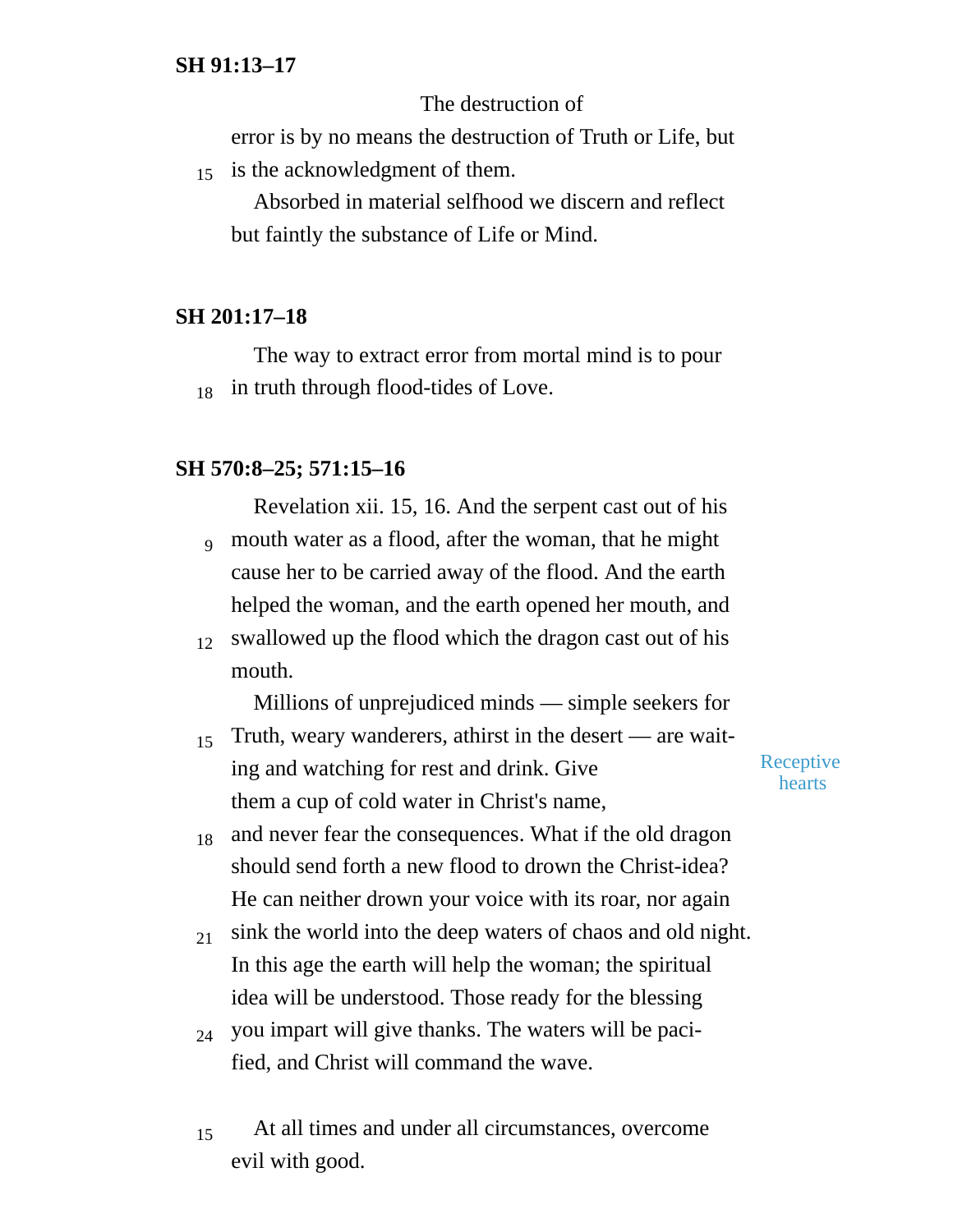**SH 91:13–17**

The destruction of error is by no means the destruction of Truth or Life, but is the acknowledgment of them.

Absorbed in material selfhood we discern and reflect but faintly the substance of Life or Mind.

**SH 201:17–18**

The way to extract error from mortal mind is to pour in truth through flood-tides of Love.

**SH 570:8–25; 571:15–16**

Revelation xii. 15, 16. And the serpent cast out of his mouth water as a flood, after the woman, that he might cause her to be carried away of the flood. And the earth helped the woman, and the earth opened her mouth, and swallowed up the flood which the dragon cast out of his mouth.

Receptive hearts

Millions of unprejudiced minds — simple seekers for Truth, weary wanderers, athirst in the desert — are waiting and watching for rest and drink. Give them a cup of cold water in Christ's name, and never fear the consequences. What if the old dragon should send forth a new flood to drown the Christ-idea? He can neither drown your voice with its roar, nor again sink the world into the deep waters of chaos and old night. In this age the earth will help the woman; the spiritual idea will be understood. Those ready for the blessing you impart will give thanks. The waters will be pacified, and Christ will command the wave.

At all times and under all circumstances, overcome evil with good.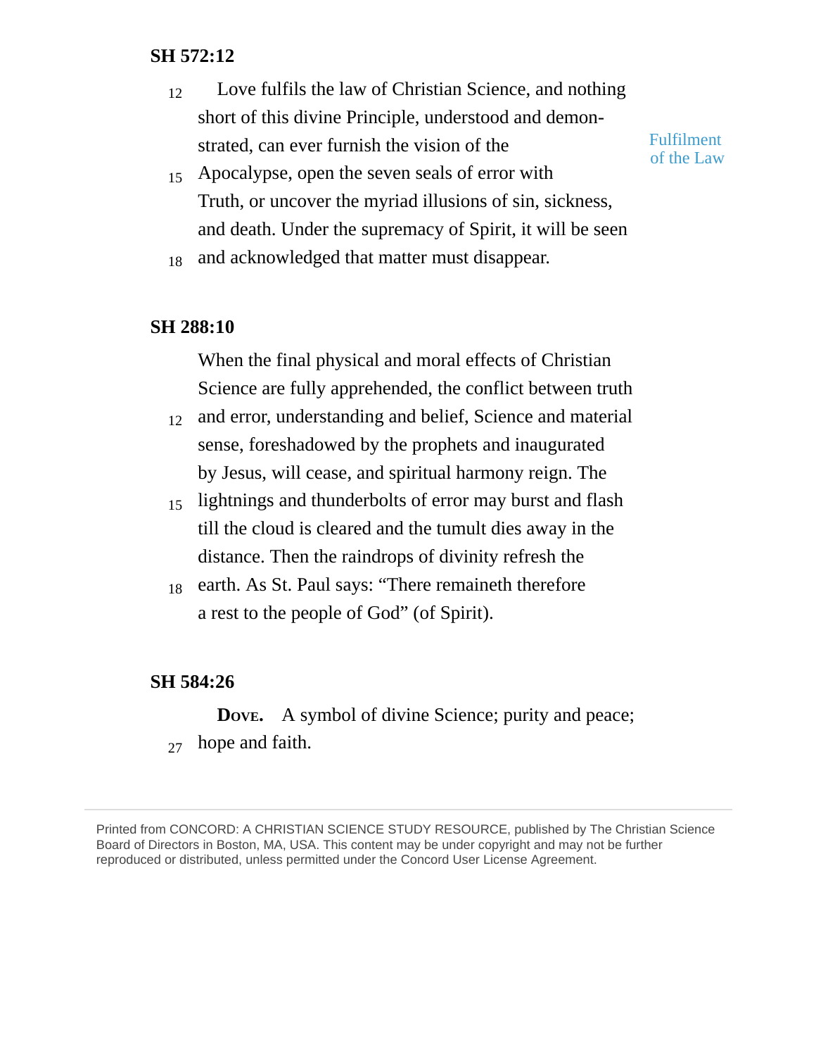**SH 572:12**

Love fulfils the law of Christian Science, and nothing short of this divine Principle, understood and demonstrated, can ever furnish the vision of the Apocalypse, open the seven seals of error with Truth, or uncover the myriad illusions of sin, sickness, and death. Under the supremacy of Spirit, it will be seen and acknowledged that matter must disappear.

Fulfilment of the Law

**SH 288:10**

When the final physical and moral effects of Christian Science are fully apprehended, the conflict between truth and error, understanding and belief, Science and material sense, foreshadowed by the prophets and inaugurated by Jesus, will cease, and spiritual harmony reign. The lightnings and thunderbolts of error may burst and flash till the cloud is cleared and the tumult dies away in the distance. Then the raindrops of divinity refresh the earth. As St. Paul says: “There remaineth therefore a rest to the people of God” (of Spirit).

**SH 584:26**

**Dove.** A symbol of divine Science; purity and peace; hope and faith.

Printed from CONCORD: A CHRISTIAN SCIENCE STUDY RESOURCE, published by The Christian Science Board of Directors in Boston, MA, USA. This content may be under copyright and may not be further reproduced or distributed, unless permitted under the Concord User License Agreement.